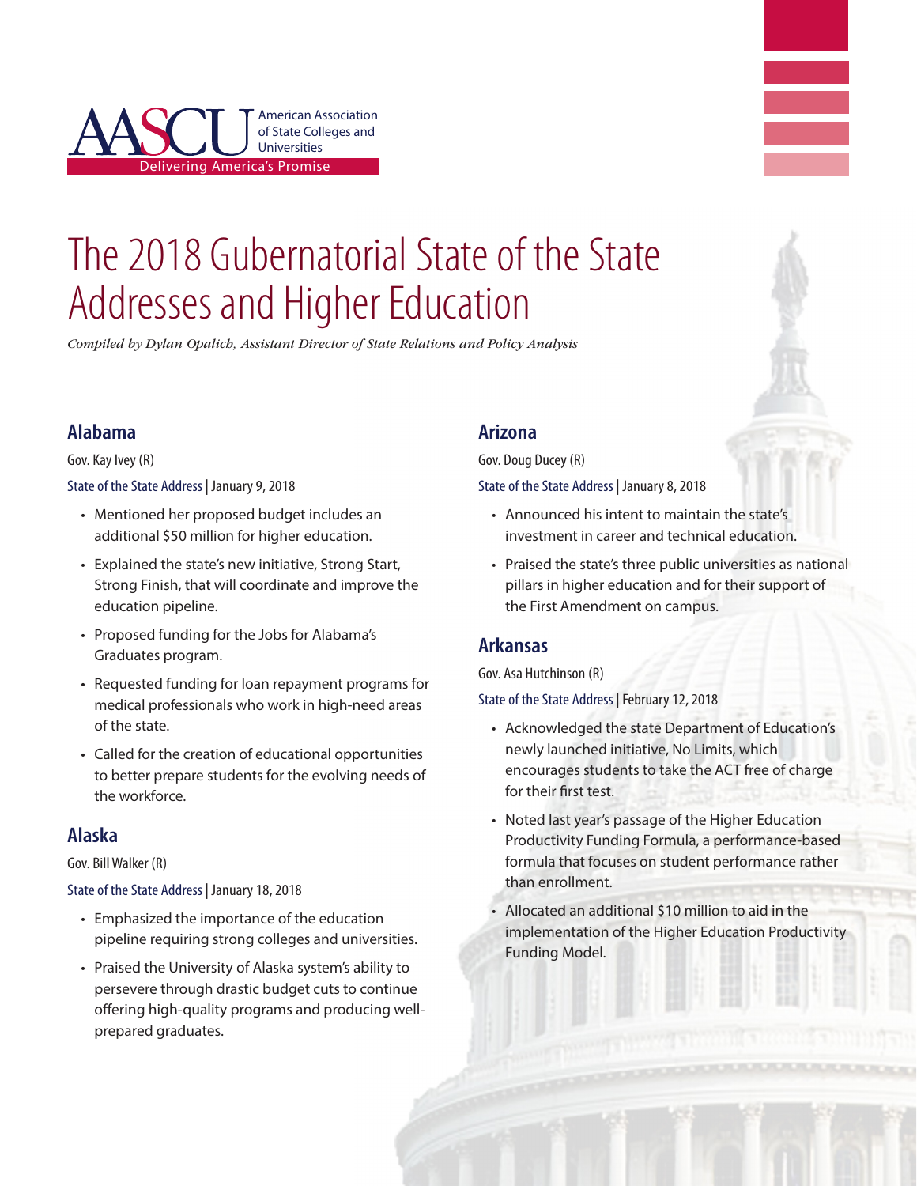American Association of State Colleges and Universities

Delivering America's Promise

# The 2018 Gubernatorial State of the State Addresses and Higher Education

*Compiled by Dylan Opalich, Assistant Director of State Relations and Policy Analysis*

## Alabama

Gov. Kay Ivey (R)

State of the State Address | January 9, 2018

- Mentioned her proposed budget includes an additional $50 million for higher education.
- Explained the state's new initiative, Strong Start, Strong Finish, that will coordinate and improve the education pipeline.
- Proposed funding for the Jobs for Alabama's Graduates program.
- Requested funding for loan repayment programs for medical professionals who work in high-need areas of the state.
- Called for the creation of educational opportunities to better prepare students for the evolving needs of the workforce.

## Alaska

Gov. Bill Walker (R)

State of the State Address | January 18, 2018

- Emphasized the importance of the education pipeline requiring strong colleges and universities.
- Praised the University of Alaska system's ability to persevere through drastic budget cuts to continue offering high-quality programs and producing well-prepared graduates.

## Arizona

Gov. Doug Ducey (R)

State of the State Address | January 8, 2018

- Announced his intent to maintain the state's investment in career and technical education.
- Praised the state's three public universities as national pillars in higher education and for their support of the First Amendment on campus.

## Arkansas

Gov. Asa Hutchinson (R)

State of the State Address | February 12, 2018

- Acknowledged the state Department of Education's newly launched initiative, No Limits, which encourages students to take the ACT free of charge for their first test.
- Noted last year's passage of the Higher Education Productivity Funding Formula, a performance-based formula that focuses on student performance rather than enrollment.
- Allocated an additional $10 million to aid in the implementation of the Higher Education Productivity Funding Model.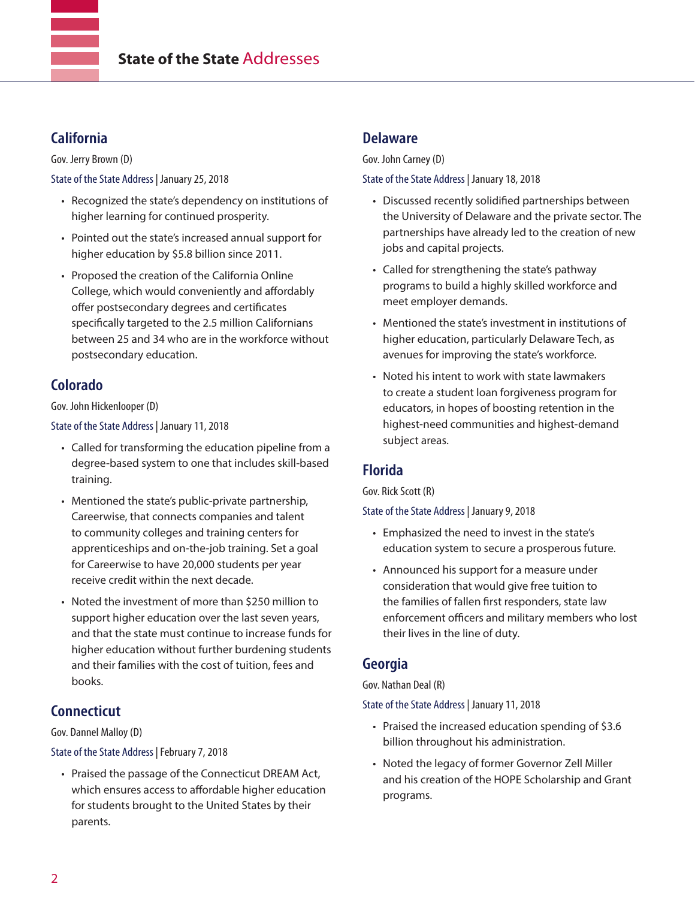# State of the State Addresses

## California

Gov. Jerry Brown (D)

State of the State Address | January 25, 2018

- Recognized the state's dependency on institutions of higher learning for continued prosperity.
- Pointed out the state's increased annual support for higher education by $5.8 billion since 2011.
- Proposed the creation of the California Online College, which would conveniently and affordably offer postsecondary degrees and certificates specifically targeted to the 2.5 million Californians between 25 and 34 who are in the workforce without postsecondary education.

## Colorado

Gov. John Hickenlooper (D)

State of the State Address | January 11, 2018

- Called for transforming the education pipeline from a degree-based system to one that includes skill-based training.
- Mentioned the state's public-private partnership, Careerwise, that connects companies and talent to community colleges and training centers for apprenticeships and on-the-job training. Set a goal for Careerwise to have 20,000 students per year receive credit within the next decade.
- Noted the investment of more than $250 million to support higher education over the last seven years, and that the state must continue to increase funds for higher education without further burdening students and their families with the cost of tuition, fees and books.

## Connecticut

Gov. Dannel Malloy (D)

State of the State Address | February 7, 2018

- Praised the passage of the Connecticut DREAM Act, which ensures access to affordable higher education for students brought to the United States by their parents.

## Delaware

Gov. John Carney (D)

State of the State Address | January 18, 2018

- Discussed recently solidified partnerships between the University of Delaware and the private sector. The partnerships have already led to the creation of new jobs and capital projects.
- Called for strengthening the state's pathway programs to build a highly skilled workforce and meet employer demands.
- Mentioned the state's investment in institutions of higher education, particularly Delaware Tech, as avenues for improving the state's workforce.
- Noted his intent to work with state lawmakers to create a student loan forgiveness program for educators, in hopes of boosting retention in the highest-need communities and highest-demand subject areas.

## Florida

Gov. Rick Scott (R)

State of the State Address | January 9, 2018

- Emphasized the need to invest in the state's education system to secure a prosperous future.
- Announced his support for a measure under consideration that would give free tuition to the families of fallen first responders, state law enforcement officers and military members who lost their lives in the line of duty.

## Georgia

Gov. Nathan Deal (R)

State of the State Address | January 11, 2018

- Praised the increased education spending of $3.6 billion throughout his administration.
- Noted the legacy of former Governor Zell Miller and his creation of the HOPE Scholarship and Grant programs.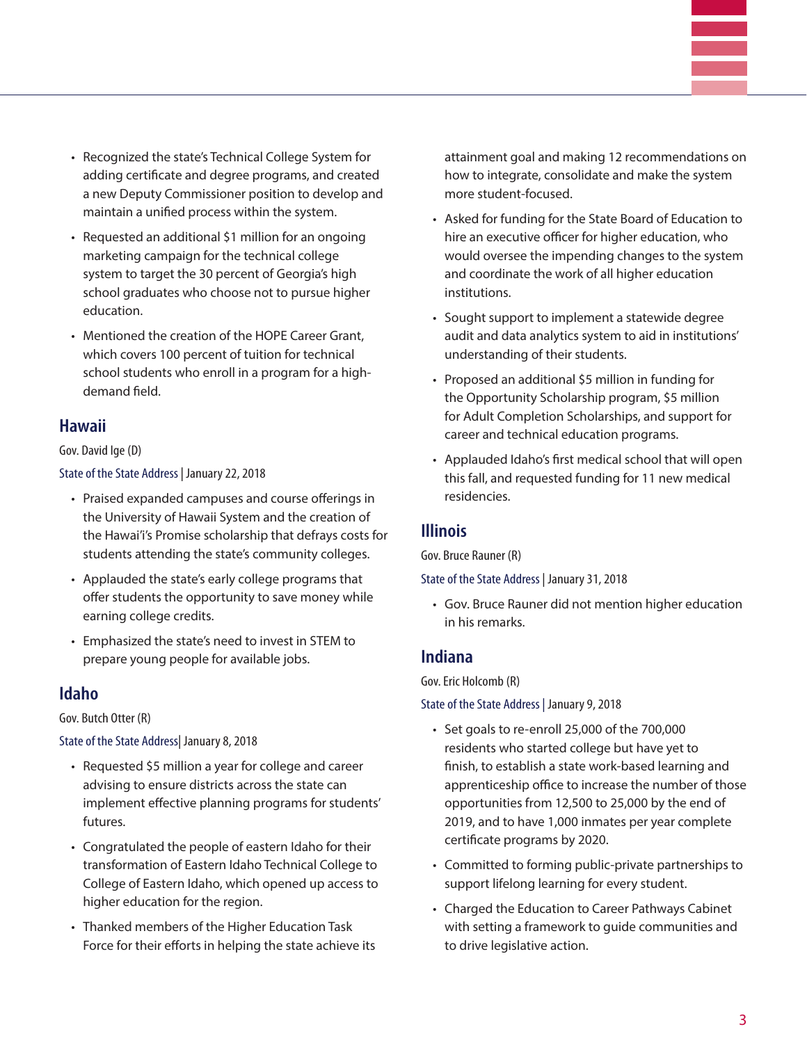- Recognized the state's Technical College System for adding certificate and degree programs, and created a new Deputy Commissioner position to develop and maintain a unified process within the system.
- Requested an additional $1 million for an ongoing marketing campaign for the technical college system to target the 30 percent of Georgia's high school graduates who choose not to pursue higher education.
- Mentioned the creation of the HOPE Career Grant, which covers 100 percent of tuition for technical school students who enroll in a program for a high-demand field.

## Hawaii

Gov. David Ige (D)

State of the State Address | January 22, 2018

- Praised expanded campuses and course offerings in the University of Hawaii System and the creation of the Hawai'i's Promise scholarship that defrays costs for students attending the state's community colleges.
- Applauded the state's early college programs that offer students the opportunity to save money while earning college credits.
- Emphasized the state's need to invest in STEM to prepare young people for available jobs.

## Idaho

Gov. Butch Otter (R)

State of the State Address| January 8, 2018

- Requested $5 million a year for college and career advising to ensure districts across the state can implement effective planning programs for students' futures.
- Congratulated the people of eastern Idaho for their transformation of Eastern Idaho Technical College to College of Eastern Idaho, which opened up access to higher education for the region.
- Thanked members of the Higher Education Task Force for their efforts in helping the state achieve its attainment goal and making 12 recommendations on how to integrate, consolidate and make the system more student-focused.
- Asked for funding for the State Board of Education to hire an executive officer for higher education, who would oversee the impending changes to the system and coordinate the work of all higher education institutions.
- Sought support to implement a statewide degree audit and data analytics system to aid in institutions' understanding of their students.
- Proposed an additional $5 million in funding for the Opportunity Scholarship program, $5 million for Adult Completion Scholarships, and support for career and technical education programs.
- Applauded Idaho's first medical school that will open this fall, and requested funding for 11 new medical residencies.

## Illinois

Gov. Bruce Rauner (R)

State of the State Address | January 31, 2018

- Gov. Bruce Rauner did not mention higher education in his remarks.

## Indiana

Gov. Eric Holcomb (R)

State of the State Address | January 9, 2018

- Set goals to re-enroll 25,000 of the 700,000 residents who started college but have yet to finish, to establish a state work-based learning and apprenticeship office to increase the number of those opportunities from 12,500 to 25,000 by the end of 2019, and to have 1,000 inmates per year complete certificate programs by 2020.
- Committed to forming public-private partnerships to support lifelong learning for every student.
- Charged the Education to Career Pathways Cabinet with setting a framework to guide communities and to drive legislative action.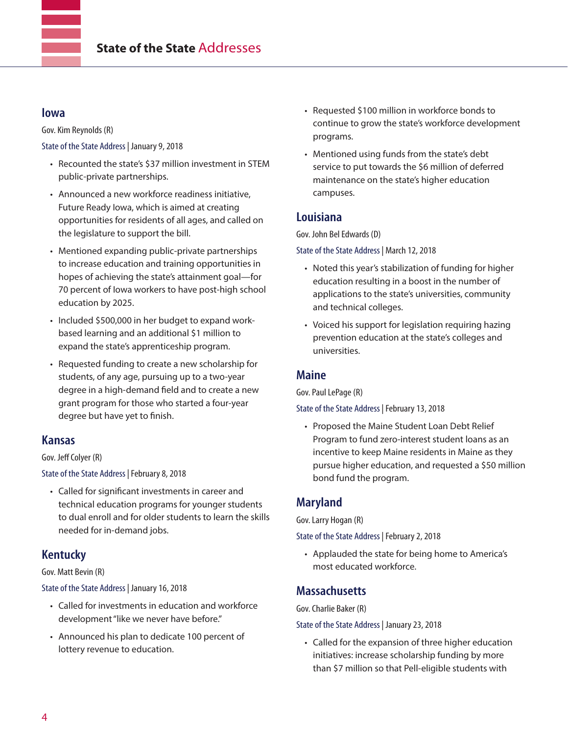## Iowa

Gov. Kim Reynolds (R)

State of the State Address | January 9, 2018

- Recounted the state's $37 million investment in STEM public-private partnerships.
- Announced a new workforce readiness initiative, Future Ready Iowa, which is aimed at creating opportunities for residents of all ages, and called on the legislature to support the bill.
- Mentioned expanding public-private partnerships to increase education and training opportunities in hopes of achieving the state's attainment goal—for 70 percent of Iowa workers to have post-high school education by 2025.
- Included $500,000 in her budget to expand work-based learning and an additional $1 million to expand the state's apprenticeship program.
- Requested funding to create a new scholarship for students, of any age, pursuing up to a two-year degree in a high-demand field and to create a new grant program for those who started a four-year degree but have yet to finish.

## Kansas

Gov. Jeff Colyer (R)

State of the State Address | February 8, 2018

- Called for significant investments in career and technical education programs for younger students to dual enroll and for older students to learn the skills needed for in-demand jobs.

## Kentucky

Gov. Matt Bevin (R)

State of the State Address | January 16, 2018

- Called for investments in education and workforce development "like we never have before."
- Announced his plan to dedicate 100 percent of lottery revenue to education.
- Requested $100 million in workforce bonds to continue to grow the state's workforce development programs.
- Mentioned using funds from the state's debt service to put towards the $6 million of deferred maintenance on the state's higher education campuses.

## Louisiana

Gov. John Bel Edwards (D)

State of the State Address | March 12, 2018

- Noted this year's stabilization of funding for higher education resulting in a boost in the number of applications to the state's universities, community and technical colleges.
- Voiced his support for legislation requiring hazing prevention education at the state's colleges and universities.

## Maine

Gov. Paul LePage (R)

State of the State Address | February 13, 2018

- Proposed the Maine Student Loan Debt Relief Program to fund zero-interest student loans as an incentive to keep Maine residents in Maine as they pursue higher education, and requested a $50 million bond fund the program.

## Maryland

Gov. Larry Hogan (R)

State of the State Address | February 2, 2018

- Applauded the state for being home to America's most educated workforce.

## Massachusetts

Gov. Charlie Baker (R)

State of the State Address | January 23, 2018

- Called for the expansion of three higher education initiatives: increase scholarship funding by more than $7 million so that Pell-eligible students with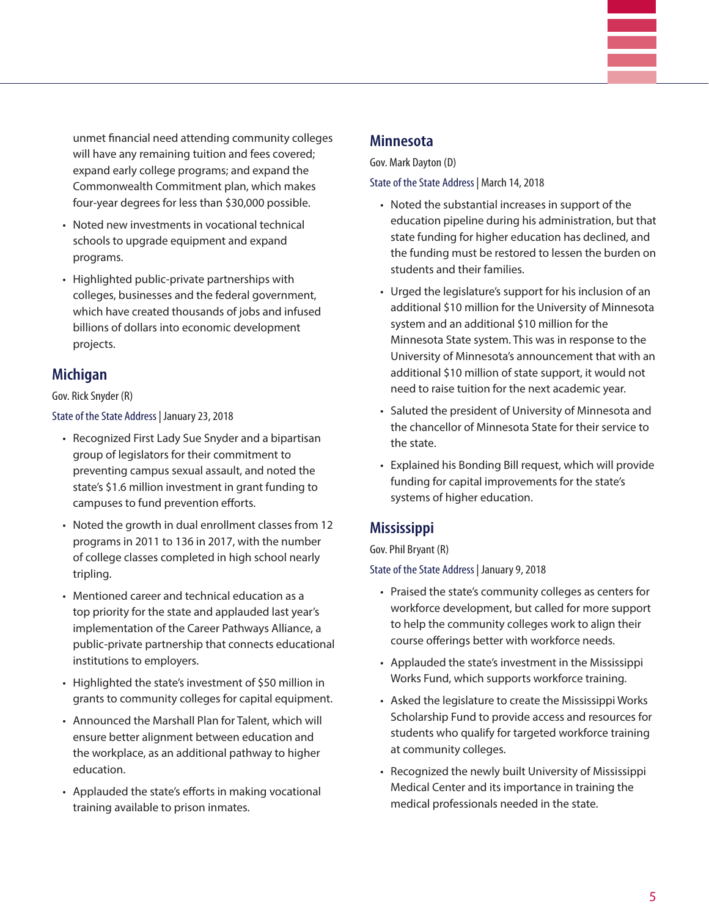unmet financial need attending community colleges will have any remaining tuition and fees covered; expand early college programs; and expand the Commonwealth Commitment plan, which makes four-year degrees for less than $30,000 possible.

- Noted new investments in vocational technical schools to upgrade equipment and expand programs.
- Highlighted public-private partnerships with colleges, businesses and the federal government, which have created thousands of jobs and infused billions of dollars into economic development projects.

## Michigan

Gov. Rick Snyder (R)

State of the State Address | January 23, 2018

- Recognized First Lady Sue Snyder and a bipartisan group of legislators for their commitment to preventing campus sexual assault, and noted the state's $1.6 million investment in grant funding to campuses to fund prevention efforts.
- Noted the growth in dual enrollment classes from 12 programs in 2011 to 136 in 2017, with the number of college classes completed in high school nearly tripling.
- Mentioned career and technical education as a top priority for the state and applauded last year's implementation of the Career Pathways Alliance, a public-private partnership that connects educational institutions to employers.
- Highlighted the state's investment of $50 million in grants to community colleges for capital equipment.
- Announced the Marshall Plan for Talent, which will ensure better alignment between education and the workplace, as an additional pathway to higher education.
- Applauded the state's efforts in making vocational training available to prison inmates.

## Minnesota

Gov. Mark Dayton (D)

State of the State Address | March 14, 2018

- Noted the substantial increases in support of the education pipeline during his administration, but that state funding for higher education has declined, and the funding must be restored to lessen the burden on students and their families.
- Urged the legislature's support for his inclusion of an additional $10 million for the University of Minnesota system and an additional $10 million for the Minnesota State system. This was in response to the University of Minnesota's announcement that with an additional $10 million of state support, it would not need to raise tuition for the next academic year.
- Saluted the president of University of Minnesota and the chancellor of Minnesota State for their service to the state.
- Explained his Bonding Bill request, which will provide funding for capital improvements for the state's systems of higher education.

## Mississippi

Gov. Phil Bryant (R)

State of the State Address | January 9, 2018

- Praised the state's community colleges as centers for workforce development, but called for more support to help the community colleges work to align their course offerings better with workforce needs.
- Applauded the state's investment in the Mississippi Works Fund, which supports workforce training.
- Asked the legislature to create the Mississippi Works Scholarship Fund to provide access and resources for students who qualify for targeted workforce training at community colleges.
- Recognized the newly built University of Mississippi Medical Center and its importance in training the medical professionals needed in the state.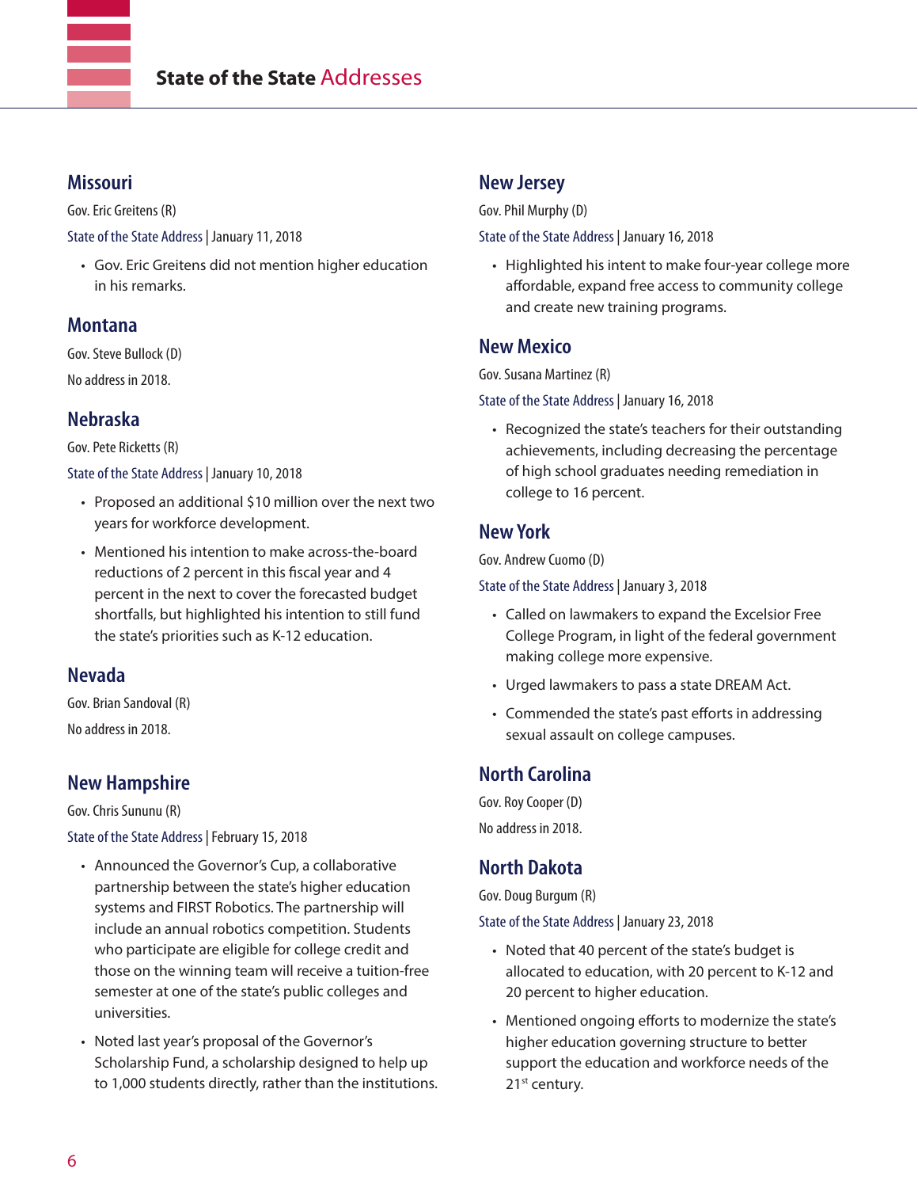## Missouri

Gov. Eric Greitens (R)

State of the State Address | January 11, 2018

- Gov. Eric Greitens did not mention higher education in his remarks.

## Montana

Gov. Steve Bullock (D)

No address in 2018.

## Nebraska

Gov. Pete Ricketts (R)

State of the State Address | January 10, 2018

- Proposed an additional $10 million over the next two years for workforce development.
- Mentioned his intention to make across-the-board reductions of 2 percent in this fiscal year and 4 percent in the next to cover the forecasted budget shortfalls, but highlighted his intention to still fund the state's priorities such as K-12 education.

## Nevada

Gov. Brian Sandoval (R)

No address in 2018.

## New Hampshire

Gov. Chris Sununu (R)

State of the State Address | February 15, 2018

- Announced the Governor's Cup, a collaborative partnership between the state's higher education systems and FIRST Robotics. The partnership will include an annual robotics competition. Students who participate are eligible for college credit and those on the winning team will receive a tuition-free semester at one of the state's public colleges and universities.
- Noted last year's proposal of the Governor's Scholarship Fund, a scholarship designed to help up to 1,000 students directly, rather than the institutions.

## New Jersey

Gov. Phil Murphy (D)

State of the State Address | January 16, 2018

- Highlighted his intent to make four-year college more affordable, expand free access to community college and create new training programs.

## New Mexico

Gov. Susana Martinez (R)

State of the State Address | January 16, 2018

- Recognized the state's teachers for their outstanding achievements, including decreasing the percentage of high school graduates needing remediation in college to 16 percent.

## New York

Gov. Andrew Cuomo (D)

State of the State Address | January 3, 2018

- Called on lawmakers to expand the Excelsior Free College Program, in light of the federal government making college more expensive.
- Urged lawmakers to pass a state DREAM Act.
- Commended the state's past efforts in addressing sexual assault on college campuses.

## North Carolina

Gov. Roy Cooper (D)

No address in 2018.

## North Dakota

Gov. Doug Burgum (R)

State of the State Address | January 23, 2018

- Noted that 40 percent of the state's budget is allocated to education, with 20 percent to K-12 and 20 percent to higher education.
- Mentioned ongoing efforts to modernize the state's higher education governing structure to better support the education and workforce needs of the 21st century.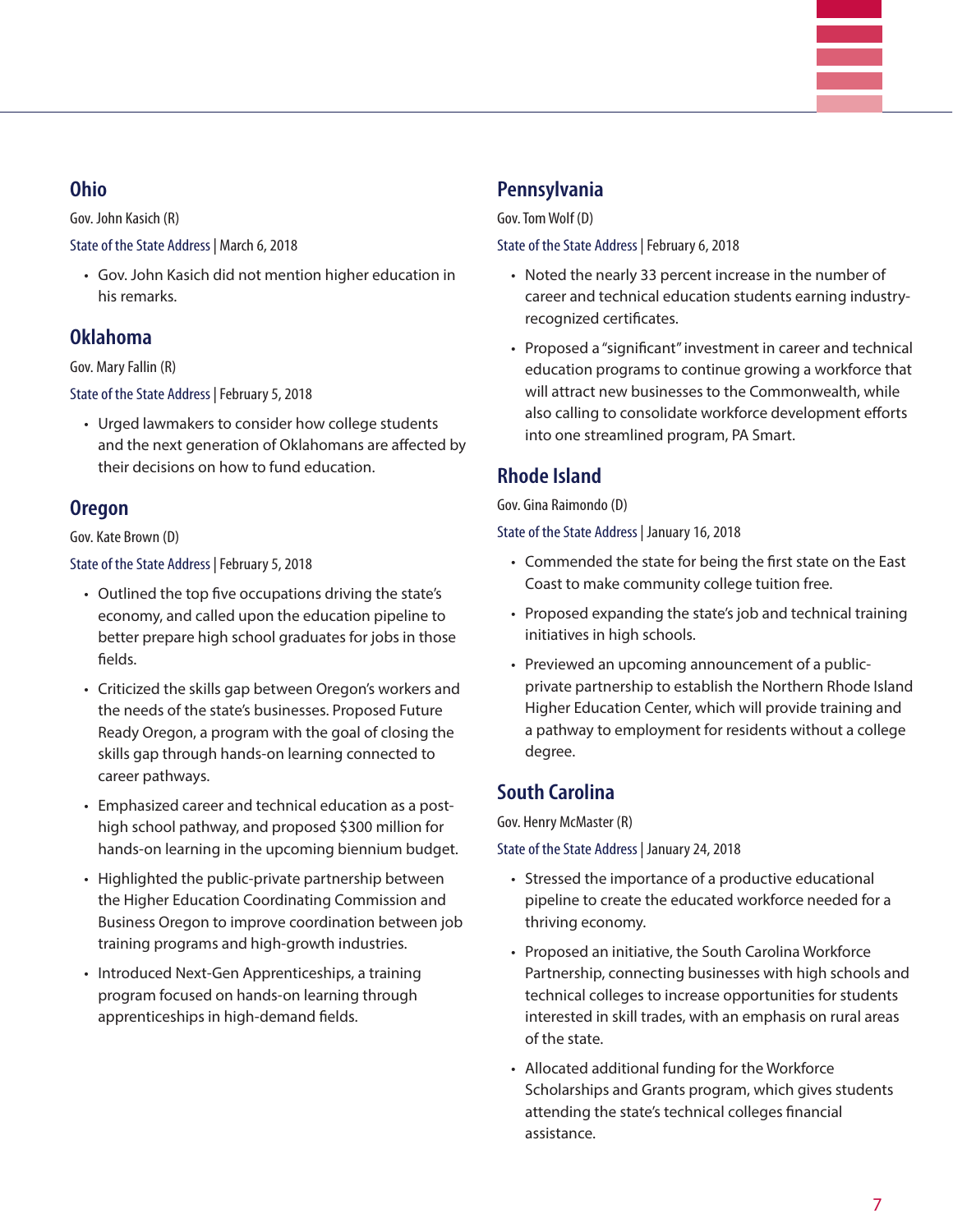## Ohio

Gov. John Kasich (R)

State of the State Address | March 6, 2018

- Gov. John Kasich did not mention higher education in his remarks.

## Oklahoma

Gov. Mary Fallin (R)

State of the State Address | February 5, 2018

- Urged lawmakers to consider how college students and the next generation of Oklahomans are affected by their decisions on how to fund education.

## Oregon

Gov. Kate Brown (D)

State of the State Address | February 5, 2018

- Outlined the top five occupations driving the state's economy, and called upon the education pipeline to better prepare high school graduates for jobs in those fields.
- Criticized the skills gap between Oregon's workers and the needs of the state's businesses. Proposed Future Ready Oregon, a program with the goal of closing the skills gap through hands-on learning connected to career pathways.
- Emphasized career and technical education as a post-high school pathway, and proposed $300 million for hands-on learning in the upcoming biennium budget.
- Highlighted the public-private partnership between the Higher Education Coordinating Commission and Business Oregon to improve coordination between job training programs and high-growth industries.
- Introduced Next-Gen Apprenticeships, a training program focused on hands-on learning through apprenticeships in high-demand fields.

## Pennsylvania

Gov. Tom Wolf (D)

State of the State Address | February 6, 2018

- Noted the nearly 33 percent increase in the number of career and technical education students earning industry-recognized certificates.
- Proposed a "significant" investment in career and technical education programs to continue growing a workforce that will attract new businesses to the Commonwealth, while also calling to consolidate workforce development efforts into one streamlined program, PA Smart.

## Rhode Island

Gov. Gina Raimondo (D)

State of the State Address | January 16, 2018

- Commended the state for being the first state on the East Coast to make community college tuition free.
- Proposed expanding the state's job and technical training initiatives in high schools.
- Previewed an upcoming announcement of a public-private partnership to establish the Northern Rhode Island Higher Education Center, which will provide training and a pathway to employment for residents without a college degree.

## South Carolina

Gov. Henry McMaster (R)

State of the State Address | January 24, 2018

- Stressed the importance of a productive educational pipeline to create the educated workforce needed for a thriving economy.
- Proposed an initiative, the South Carolina Workforce Partnership, connecting businesses with high schools and technical colleges to increase opportunities for students interested in skill trades, with an emphasis on rural areas of the state.
- Allocated additional funding for the Workforce Scholarships and Grants program, which gives students attending the state's technical colleges financial assistance.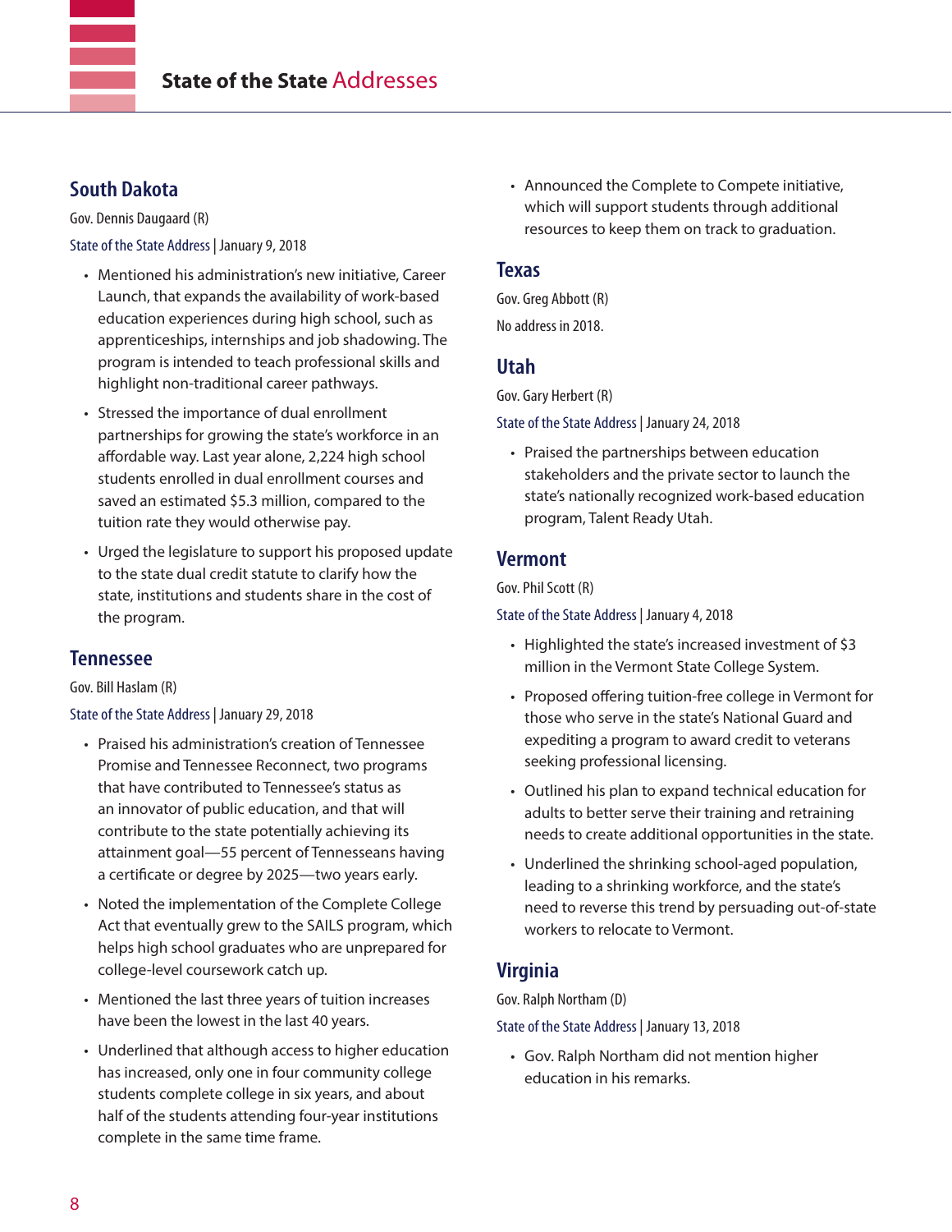## South Dakota

Gov. Dennis Daugaard (R)

State of the State Address | January 9, 2018

- Mentioned his administration's new initiative, Career Launch, that expands the availability of work-based education experiences during high school, such as apprenticeships, internships and job shadowing. The program is intended to teach professional skills and highlight non-traditional career pathways.
- Stressed the importance of dual enrollment partnerships for growing the state's workforce in an affordable way. Last year alone, 2,224 high school students enrolled in dual enrollment courses and saved an estimated $5.3 million, compared to the tuition rate they would otherwise pay.
- Urged the legislature to support his proposed update to the state dual credit statute to clarify how the state, institutions and students share in the cost of the program.

## Tennessee

Gov. Bill Haslam (R)

State of the State Address | January 29, 2018

- Praised his administration's creation of Tennessee Promise and Tennessee Reconnect, two programs that have contributed to Tennessee's status as an innovator of public education, and that will contribute to the state potentially achieving its attainment goal—55 percent of Tennesseans having a certificate or degree by 2025—two years early.
- Noted the implementation of the Complete College Act that eventually grew to the SAILS program, which helps high school graduates who are unprepared for college-level coursework catch up.
- Mentioned the last three years of tuition increases have been the lowest in the last 40 years.
- Underlined that although access to higher education has increased, only one in four community college students complete college in six years, and about half of the students attending four-year institutions complete in the same time frame.
- Announced the Complete to Compete initiative, which will support students through additional resources to keep them on track to graduation.

## Texas

Gov. Greg Abbott (R)

No address in 2018.

## Utah

Gov. Gary Herbert (R)

State of the State Address | January 24, 2018

- Praised the partnerships between education stakeholders and the private sector to launch the state's nationally recognized work-based education program, Talent Ready Utah.

## Vermont

Gov. Phil Scott (R)

State of the State Address | January 4, 2018

- Highlighted the state's increased investment of $3 million in the Vermont State College System.
- Proposed offering tuition-free college in Vermont for those who serve in the state's National Guard and expediting a program to award credit to veterans seeking professional licensing.
- Outlined his plan to expand technical education for adults to better serve their training and retraining needs to create additional opportunities in the state.
- Underlined the shrinking school-aged population, leading to a shrinking workforce, and the state's need to reverse this trend by persuading out-of-state workers to relocate to Vermont.

## Virginia

Gov. Ralph Northam (D)

State of the State Address | January 13, 2018

- Gov. Ralph Northam did not mention higher education in his remarks.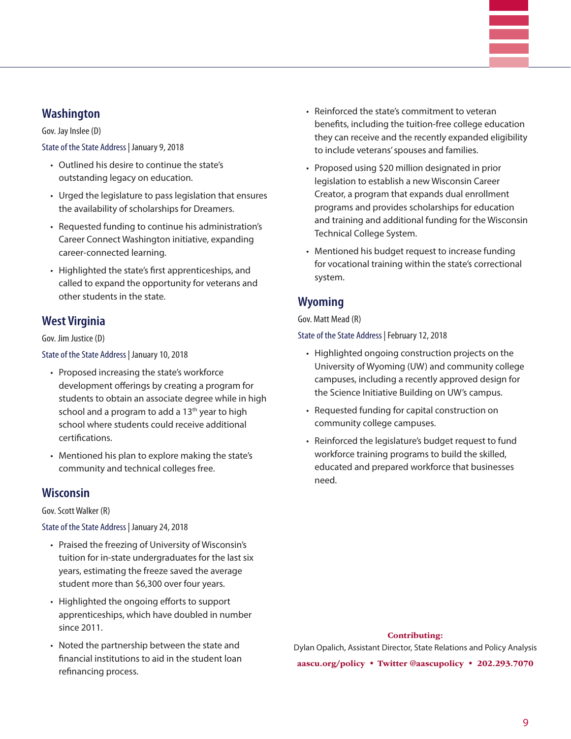## Washington

Gov. Jay Inslee (D)

State of the State Address | January 9, 2018

- Outlined his desire to continue the state's outstanding legacy on education.
- Urged the legislature to pass legislation that ensures the availability of scholarships for Dreamers.
- Requested funding to continue his administration's Career Connect Washington initiative, expanding career-connected learning.
- Highlighted the state's first apprenticeships, and called to expand the opportunity for veterans and other students in the state.

## West Virginia

Gov. Jim Justice (D)

State of the State Address | January 10, 2018

- Proposed increasing the state's workforce development offerings by creating a program for students to obtain an associate degree while in high school and a program to add a 13th year to high school where students could receive additional certifications.
- Mentioned his plan to explore making the state's community and technical colleges free.

## Wisconsin

Gov. Scott Walker (R)

State of the State Address | January 24, 2018

- Praised the freezing of University of Wisconsin's tuition for in-state undergraduates for the last six years, estimating the freeze saved the average student more than $6,300 over four years.
- Highlighted the ongoing efforts to support apprenticeships, which have doubled in number since 2011.
- Noted the partnership between the state and financial institutions to aid in the student loan refinancing process.
- Reinforced the state's commitment to veteran benefits, including the tuition-free college education they can receive and the recently expanded eligibility to include veterans' spouses and families.
- Proposed using $20 million designated in prior legislation to establish a new Wisconsin Career Creator, a program that expands dual enrollment programs and provides scholarships for education and training and additional funding for the Wisconsin Technical College System.
- Mentioned his budget request to increase funding for vocational training within the state's correctional system.

## Wyoming

Gov. Matt Mead (R)

State of the State Address | February 12, 2018

- Highlighted ongoing construction projects on the University of Wyoming (UW) and community college campuses, including a recently approved design for the Science Initiative Building on UW's campus.
- Requested funding for capital construction on community college campuses.
- Reinforced the legislature's budget request to fund workforce training programs to build the skilled, educated and prepared workforce that businesses need.

**Contributing:**

Dylan Opalich, Assistant Director, State Relations and Policy Analysis

**aascu.org/policy • Twitter @aascupolicy • 202.293.7070**